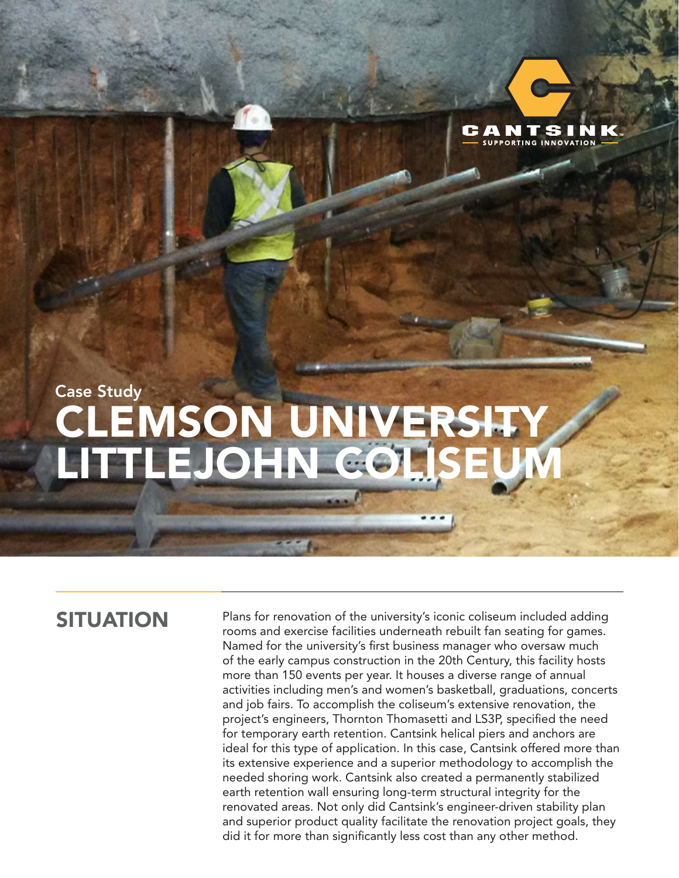CANTSINK
SUPPORTING INNOVATION

Case Study

# CLEMSON UNIVERSITY LITTLEJOHN COLISEUM

## SITUATION

Plans for renovation of the university's iconic coliseum included adding rooms and exercise facilities underneath rebuilt fan seating for games. Named for the university's first business manager who oversaw much of the early campus construction in the 20th Century, this facility hosts more than 150 events per year. It houses a diverse range of annual activities including men's and women's basketball, graduations, concerts and job fairs. To accomplish the coliseum's extensive renovation, the project's engineers, Thornton Thomasetti and LS3P, specified the need for temporary earth retention. Cantsink helical piers and anchors are ideal for this type of application. In this case, Cantsink offered more than its extensive experience and a superior methodology to accomplish the needed shoring work. Cantsink also created a permanently stabilized earth retention wall ensuring long-term structural integrity for the renovated areas. Not only did Cantsink's engineer-driven stability plan and superior product quality facilitate the renovation project goals, they did it for more than significantly less cost than any other method.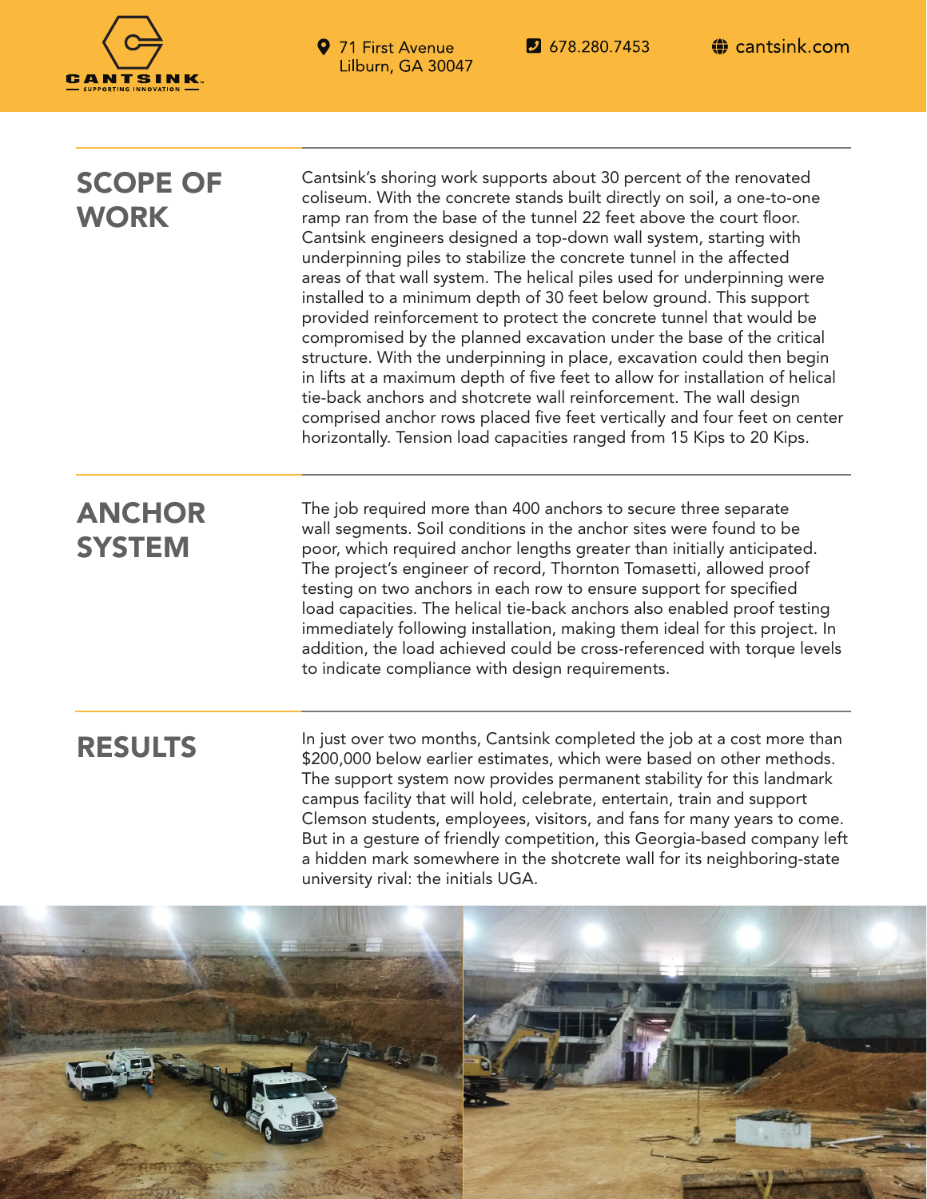## SCOPE OF WORK

Cantsink's shoring work supports about 30 percent of the renovated coliseum. With the concrete stands built directly on soil, a one-to-one ramp ran from the base of the tunnel 22 feet above the court floor. Cantsink engineers designed a top-down wall system, starting with underpinning piles to stabilize the concrete tunnel in the affected areas of that wall system. The helical piles used for underpinning were installed to a minimum depth of 30 feet below ground. This support provided reinforcement to protect the concrete tunnel that would be compromised by the planned excavation under the base of the critical structure. With the underpinning in place, excavation could then begin in lifts at a maximum depth of five feet to allow for installation of helical tie-back anchors and shotcrete wall reinforcement. The wall design comprised anchor rows placed five feet vertically and four feet on center horizontally. Tension load capacities ranged from 15 Kips to 20 Kips.

## ANCHOR SYSTEM

The job required more than 400 anchors to secure three separate wall segments. Soil conditions in the anchor sites were found to be poor, which required anchor lengths greater than initially anticipated. The project's engineer of record, Thornton Tomasetti, allowed proof testing on two anchors in each row to ensure support for specified load capacities. The helical tie-back anchors also enabled proof testing immediately following installation, making them ideal for this project. In addition, the load achieved could be cross-referenced with torque levels to indicate compliance with design requirements.

## RESULTS

In just over two months, Cantsink completed the job at a cost more than $200,000 below earlier estimates, which were based on other methods. The support system now provides permanent stability for this landmark campus facility that will hold, celebrate, entertain, train and support Clemson students, employees, visitors, and fans for many years to come. But in a gesture of friendly competition, this Georgia-based company left a hidden mark somewhere in the shotcrete wall for its neighboring-state university rival: the initials UGA.